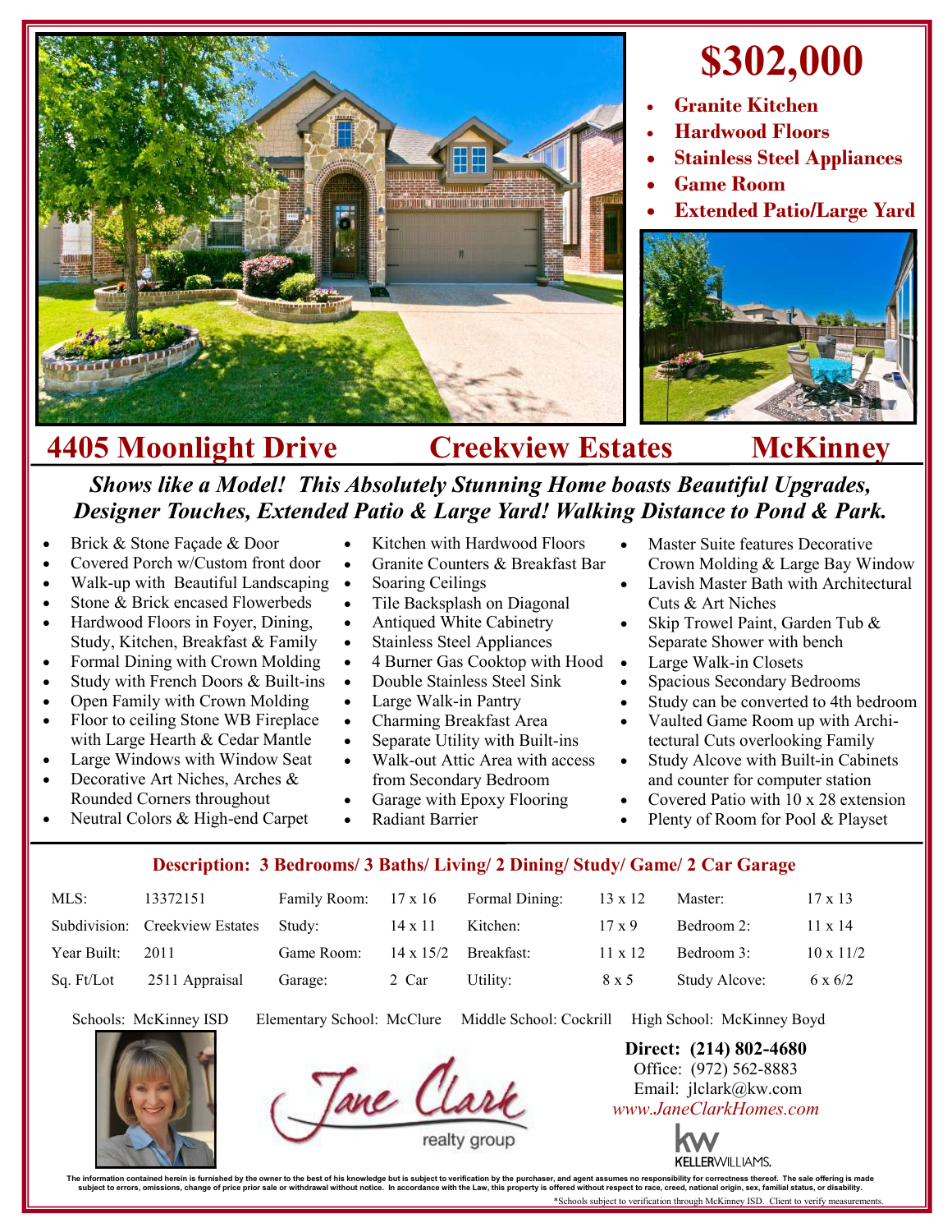# $302,000

- **Granite Kitchen**
- **Hardwood Floors**
- **Stainless Steel Appliances**
- **Game Room**
- **Extended Patio/Large Yard**

## 4405 Moonlight Drive — Creekview Estates — McKinney

***Shows like a Model! This Absolutely Stunning Home boasts Beautiful Upgrades, Designer Touches, Extended Patio & Large Yard! Walking Distance to Pond & Park.***

- Brick & Stone Façade & Door
- Covered Porch w/Custom front door
- Walk-up with Beautiful Landscaping
- Stone & Brick encased Flowerbeds
- Hardwood Floors in Foyer, Dining, Study, Kitchen, Breakfast & Family
- Formal Dining with Crown Molding
- Study with French Doors & Built-ins
- Open Family with Crown Molding
- Floor to ceiling Stone WB Fireplace with Large Hearth & Cedar Mantle
- Large Windows with Window Seat
- Decorative Art Niches, Arches & Rounded Corners throughout
- Neutral Colors & High-end Carpet
- Kitchen with Hardwood Floors
- Granite Counters & Breakfast Bar
- Soaring Ceilings
- Tile Backsplash on Diagonal
- Antiqued White Cabinetry
- Stainless Steel Appliances
- 4 Burner Gas Cooktop with Hood
- Double Stainless Steel Sink
- Large Walk-in Pantry
- Charming Breakfast Area
- Separate Utility with Built-ins
- Walk-out Attic Area with access from Secondary Bedroom
- Garage with Epoxy Flooring
- Radiant Barrier
- Master Suite features Decorative Crown Molding & Large Bay Window
- Lavish Master Bath with Architectural Cuts & Art Niches
- Skip Trowel Paint, Garden Tub & Separate Shower with bench
- Large Walk-in Closets
- Spacious Secondary Bedrooms
- Study can be converted to 4th bedroom
- Vaulted Game Room up with Architectural Cuts overlooking Family
- Study Alcove with Built-in Cabinets and counter for computer station
- Covered Patio with 10 x 28 extension
- Plenty of Room for Pool & Playset

**Description: 3 Bedrooms/ 3 Baths/ Living/ 2 Dining/ Study/ Game/ 2 Car Garage**

| | | | | | | | |
|---|---|---|---|---|---|---|---|
| MLS: | 13372151 | Family Room: | 17 x 16 | Formal Dining: | 13 x 12 | Master: | 17 x 13 |
| Subdivision: | Creekview Estates | Study: | 14 x 11 | Kitchen: | 17 x 9 | Bedroom 2: | 11 x 14 |
| Year Built: | 2011 | Game Room: | 14 x 15/2 | Breakfast: | 11 x 12 | Bedroom 3: | 10 x 11/2 |
| Sq. Ft/Lot | 2511 Appraisal | Garage: | 2 Car | Utility: | 8 x 5 | Study Alcove: | 6 x 6/2 |

Schools: McKinney ISD  Elementary School: McClure  Middle School: Cockrill  High School: McKinney Boyd

Jane Clark realty group

**Direct: (214) 802-4680**
Office: (972) 562-8883
Email: jlclark@kw.com
*www.JaneClarkHomes.com*

KELLERWILLIAMS.

The information contained herein is furnished by the owner to the best of his knowledge but is subject to verification by the purchaser, and agent assumes no responsibility for correctness thereof. The sale offering is made subject to errors, omissions, change of price prior sale or withdrawal without notice. In accordance with the Law, this property is offered without respect to race, creed, national origin, sex, familial status, or disability.

*Schools subject to verification through McKinney ISD. Client to verify measurements.